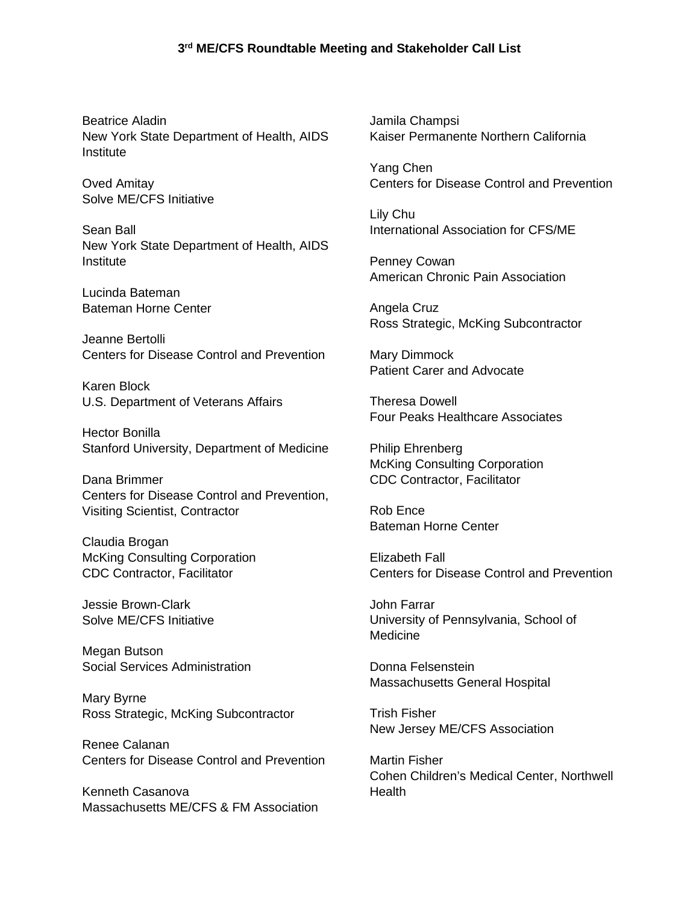# 3rd ME/CFS Roundtable Meeting and Stakeholder Call List

Beatrice Aladin
New York State Department of Health, AIDS Institute

Oved Amitay
Solve ME/CFS Initiative

Sean Ball
New York State Department of Health, AIDS Institute

Lucinda Bateman
Bateman Horne Center

Jeanne Bertolli
Centers for Disease Control and Prevention

Karen Block
U.S. Department of Veterans Affairs

Hector Bonilla
Stanford University, Department of Medicine

Dana Brimmer
Centers for Disease Control and Prevention, Visiting Scientist, Contractor

Claudia Brogan
McKing Consulting Corporation
CDC Contractor, Facilitator

Jessie Brown-Clark
Solve ME/CFS Initiative

Megan Butson
Social Services Administration

Mary Byrne
Ross Strategic, McKing Subcontractor

Renee Calanan
Centers for Disease Control and Prevention

Kenneth Casanova
Massachusetts ME/CFS & FM Association

Jamila Champsi
Kaiser Permanente Northern California

Yang Chen
Centers for Disease Control and Prevention

Lily Chu
International Association for CFS/ME

Penney Cowan
American Chronic Pain Association

Angela Cruz
Ross Strategic, McKing Subcontractor

Mary Dimmock
Patient Carer and Advocate

Theresa Dowell
Four Peaks Healthcare Associates

Philip Ehrenberg
McKing Consulting Corporation
CDC Contractor, Facilitator

Rob Ence
Bateman Horne Center

Elizabeth Fall
Centers for Disease Control and Prevention

John Farrar
University of Pennsylvania, School of Medicine

Donna Felsenstein
Massachusetts General Hospital

Trish Fisher
New Jersey ME/CFS Association

Martin Fisher
Cohen Children's Medical Center, Northwell Health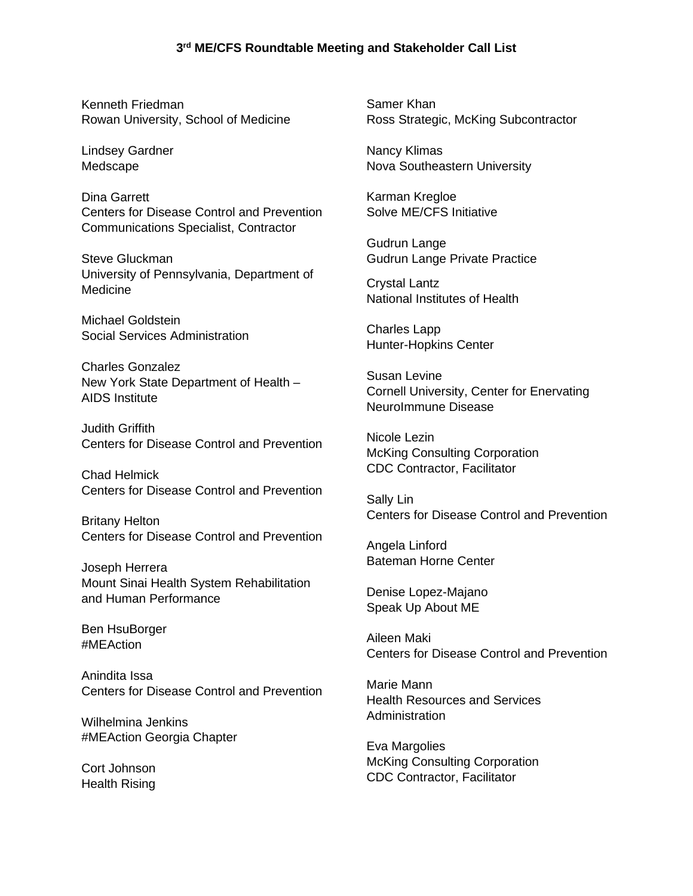# 3rd ME/CFS Roundtable Meeting and Stakeholder Call List

Kenneth Friedman
Rowan University, School of Medicine

Lindsey Gardner
Medscape

Dina Garrett
Centers for Disease Control and Prevention
Communications Specialist, Contractor

Steve Gluckman
University of Pennsylvania, Department of Medicine

Michael Goldstein
Social Services Administration

Charles Gonzalez
New York State Department of Health – AIDS Institute

Judith Griffith
Centers for Disease Control and Prevention

Chad Helmick
Centers for Disease Control and Prevention

Britany Helton
Centers for Disease Control and Prevention

Joseph Herrera
Mount Sinai Health System Rehabilitation and Human Performance

Ben HsuBorger
#MEAction

Anindita Issa
Centers for Disease Control and Prevention

Wilhelmina Jenkins
#MEAction Georgia Chapter

Cort Johnson
Health Rising

Samer Khan
Ross Strategic, McKing Subcontractor

Nancy Klimas
Nova Southeastern University

Karman Kregloe
Solve ME/CFS Initiative

Gudrun Lange
Gudrun Lange Private Practice

Crystal Lantz
National Institutes of Health

Charles Lapp
Hunter-Hopkins Center

Susan Levine
Cornell University, Center for Enervating NeuroImmune Disease

Nicole Lezin
McKing Consulting Corporation
CDC Contractor, Facilitator

Sally Lin
Centers for Disease Control and Prevention

Angela Linford
Bateman Horne Center

Denise Lopez-Majano
Speak Up About ME

Aileen Maki
Centers for Disease Control and Prevention

Marie Mann
Health Resources and Services Administration

Eva Margolies
McKing Consulting Corporation
CDC Contractor, Facilitator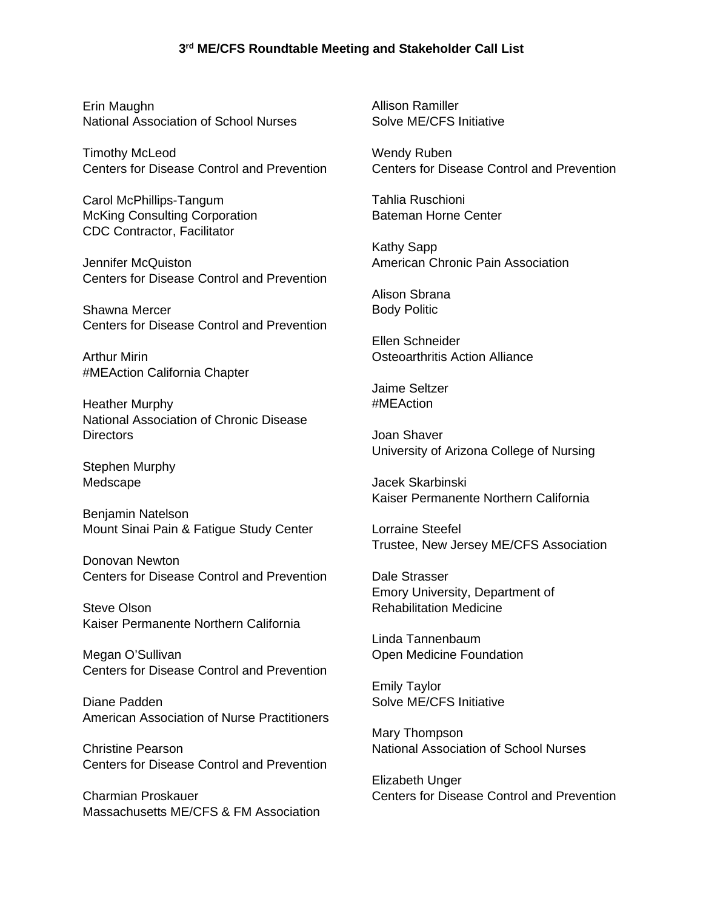### 3rd ME/CFS Roundtable Meeting and Stakeholder Call List

Erin Maughn
National Association of School Nurses

Timothy McLeod
Centers for Disease Control and Prevention

Carol McPhillips-Tangum
McKing Consulting Corporation
CDC Contractor, Facilitator

Jennifer McQuiston
Centers for Disease Control and Prevention

Shawna Mercer
Centers for Disease Control and Prevention

Arthur Mirin
#MEAction California Chapter

Heather Murphy
National Association of Chronic Disease Directors

Stephen Murphy
Medscape

Benjamin Natelson
Mount Sinai Pain & Fatigue Study Center

Donovan Newton
Centers for Disease Control and Prevention

Steve Olson
Kaiser Permanente Northern California

Megan O'Sullivan
Centers for Disease Control and Prevention

Diane Padden
American Association of Nurse Practitioners

Christine Pearson
Centers for Disease Control and Prevention

Charmian Proskauer
Massachusetts ME/CFS & FM Association

Allison Ramiller
Solve ME/CFS Initiative

Wendy Ruben
Centers for Disease Control and Prevention

Tahlia Ruschioni
Bateman Horne Center

Kathy Sapp
American Chronic Pain Association

Alison Sbrana
Body Politic

Ellen Schneider
Osteoarthritis Action Alliance

Jaime Seltzer
#MEAction

Joan Shaver
University of Arizona College of Nursing

Jacek Skarbinski
Kaiser Permanente Northern California

Lorraine Steefel
Trustee, New Jersey ME/CFS Association

Dale Strasser
Emory University, Department of Rehabilitation Medicine

Linda Tannenbaum
Open Medicine Foundation

Emily Taylor
Solve ME/CFS Initiative

Mary Thompson
National Association of School Nurses

Elizabeth Unger
Centers for Disease Control and Prevention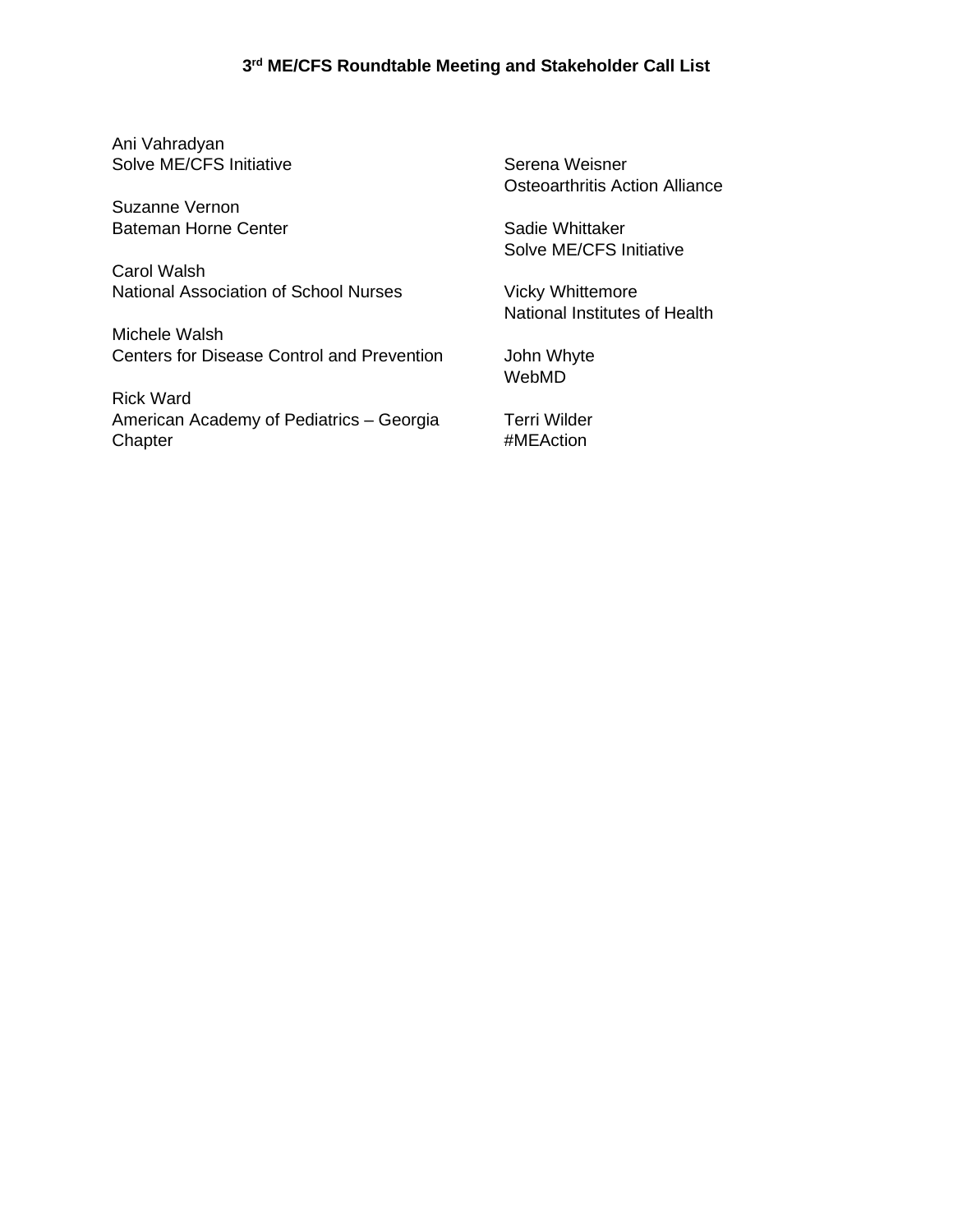### 3rd ME/CFS Roundtable Meeting and Stakeholder Call List

Ani Vahradyan
Solve ME/CFS Initiative

Suzanne Vernon
Bateman Horne Center

Carol Walsh
National Association of School Nurses

Michele Walsh
Centers for Disease Control and Prevention

Rick Ward
American Academy of Pediatrics – Georgia Chapter

Serena Weisner
Osteoarthritis Action Alliance

Sadie Whittaker
Solve ME/CFS Initiative

Vicky Whittemore
National Institutes of Health

John Whyte
WebMD

Terri Wilder
#MEAction